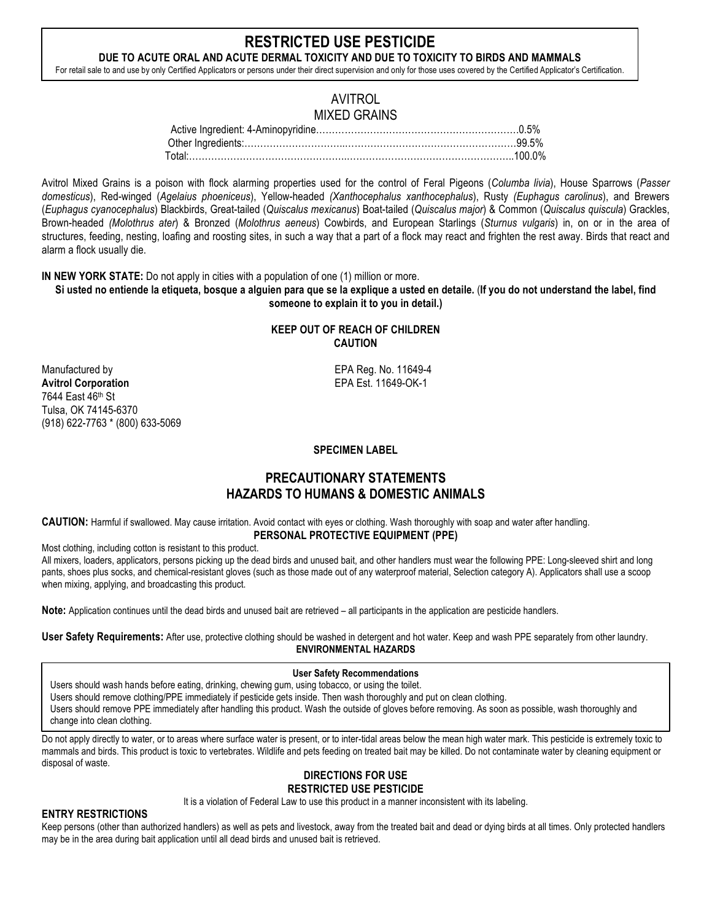# RESTRICTED USE PESTICIDE

**DUE TO ACUTE ORAL AND ACUTE DERMAL TOXICITY AND DUE TO TOXICITY TO BIRDS AND MAMMALS**

For retail sale to and use by only Certified Applicators or persons under their direct supervision and only for those uses covered by the Certified Applicator's Certification.

## AVITROL
## MIXED GRAINS

| | |
|---|---|
| Active Ingredient: 4-Aminopyridine | 0.5% |
| Other Ingredients: | 99.5% |
| Total: | 100.0% |

Avitrol Mixed Grains is a poison with flock alarming properties used for the control of Feral Pigeons (*Columba livia*), House Sparrows (*Passer domesticus*), Red-winged (*Agelaius phoeniceus*), Yellow-headed (*Xanthocephalus xanthocephalus*), Rusty (*Euphagus carolinus*), and Brewers (*Euphagus cyanocephalus*) Blackbirds, Great-tailed (*Quiscalus mexicanus*) Boat-tailed (*Quiscalus major*) & Common (*Quiscalus quiscula*) Grackles, Brown-headed (*Molothrus ater*) & Bronzed (*Molothrus aeneus*) Cowbirds, and European Starlings (*Sturnus vulgaris*) in, on or in the area of structures, feeding, nesting, loafing and roosting sites, in such a way that a part of a flock may react and frighten the rest away. Birds that react and alarm a flock usually die.

**IN NEW YORK STATE:** Do not apply in cities with a population of one (1) million or more.

**Si usted no entiende la etiqueta, bosque a alguien para que se la explique a usted en detaile.** (**If you do not understand the label, find someone to explain it to you in detail.)**

**KEEP OUT OF REACH OF CHILDREN**
**CAUTION**

Manufactured by
**Avitrol Corporation**
7644 East 46th St
Tulsa, OK 74145-6370
(918) 622-7763 * (800) 633-5069

EPA Reg. No. 11649-4
EPA Est. 11649-OK-1

**SPECIMEN LABEL**

## PRECAUTIONARY STATEMENTS
## HAZARDS TO HUMANS & DOMESTIC ANIMALS

**CAUTION:** Harmful if swallowed. May cause irritation. Avoid contact with eyes or clothing. Wash thoroughly with soap and water after handling.

**PERSONAL PROTECTIVE EQUIPMENT (PPE)**

Most clothing, including cotton is resistant to this product.

All mixers, loaders, applicators, persons picking up the dead birds and unused bait, and other handlers must wear the following PPE: Long-sleeved shirt and long pants, shoes plus socks, and chemical-resistant gloves (such as those made out of any waterproof material, Selection category A). Applicators shall use a scoop when mixing, applying, and broadcasting this product.

**Note:** Application continues until the dead birds and unused bait are retrieved – all participants in the application are pesticide handlers.

**User Safety Requirements:** After use, protective clothing should be washed in detergent and hot water. Keep and wash PPE separately from other laundry.

**User Safety Recommendations**

Users should wash hands before eating, drinking, chewing gum, using tobacco, or using the toilet.
Users should remove clothing/PPE immediately if pesticide gets inside. Then wash thoroughly and put on clean clothing.
Users should remove PPE immediately after handling this product. Wash the outside of gloves before removing. As soon as possible, wash thoroughly and change into clean clothing.

**ENVIRONMENTAL HAZARDS**

Do not apply directly to water, or to areas where surface water is present, or to inter-tidal areas below the mean high water mark. This pesticide is extremely toxic to mammals and birds. This product is toxic to vertebrates. Wildlife and pets feeding on treated bait may be killed. Do not contaminate water by cleaning equipment or disposal of waste.

## DIRECTIONS FOR USE
## RESTRICTED USE PESTICIDE

It is a violation of Federal Law to use this product in a manner inconsistent with its labeling.

**ENTRY RESTRICTIONS**

Keep persons (other than authorized handlers) as well as pets and livestock, away from the treated bait and dead or dying birds at all times. Only protected handlers may be in the area during bait application until all dead birds and unused bait is retrieved.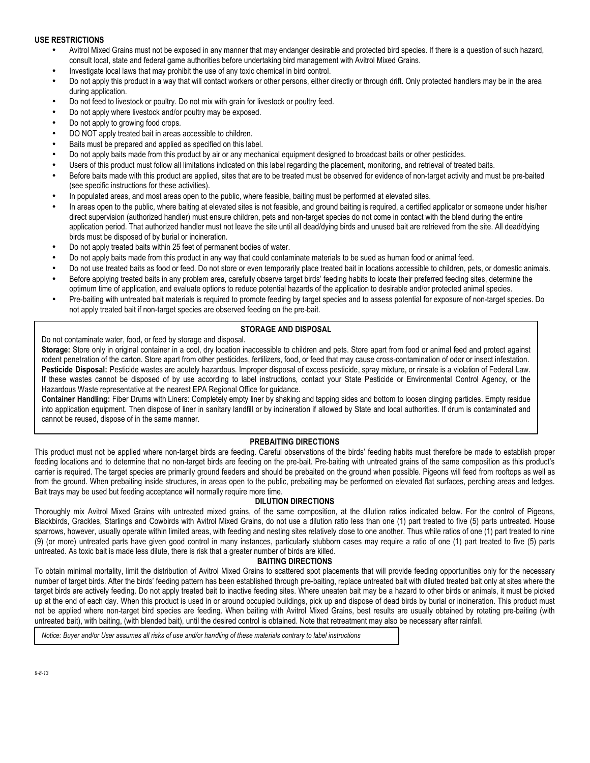### USE RESTRICTIONS

- Avitrol Mixed Grains must not be exposed in any manner that may endanger desirable and protected bird species. If there is a question of such hazard, consult local, state and federal game authorities before undertaking bird management with Avitrol Mixed Grains.
- Investigate local laws that may prohibit the use of any toxic chemical in bird control.
- Do not apply this product in a way that will contact workers or other persons, either directly or through drift. Only protected handlers may be in the area during application.
- Do not feed to livestock or poultry. Do not mix with grain for livestock or poultry feed.
- Do not apply where livestock and/or poultry may be exposed.
- Do not apply to growing food crops.
- DO NOT apply treated bait in areas accessible to children.
- Baits must be prepared and applied as specified on this label.
- Do not apply baits made from this product by air or any mechanical equipment designed to broadcast baits or other pesticides.
- Users of this product must follow all limitations indicated on this label regarding the placement, monitoring, and retrieval of treated baits.
- Before baits made with this product are applied, sites that are to be treated must be observed for evidence of non-target activity and must be pre-baited (see specific instructions for these activities).
- In populated areas, and most areas open to the public, where feasible, baiting must be performed at elevated sites.
- In areas open to the public, where baiting at elevated sites is not feasible, and ground baiting is required, a certified applicator or someone under his/her direct supervision (authorized handler) must ensure children, pets and non-target species do not come in contact with the blend during the entire application period. That authorized handler must not leave the site until all dead/dying birds and unused bait are retrieved from the site. All dead/dying birds must be disposed of by burial or incineration.
- Do not apply treated baits within 25 feet of permanent bodies of water.
- Do not apply baits made from this product in any way that could contaminate materials to be sued as human food or animal feed.
- Do not use treated baits as food or feed. Do not store or even temporarily place treated bait in locations accessible to children, pets, or domestic animals.
- Before applying treated baits in any problem area, carefully observe target birds' feeding habits to locate their preferred feeding sites, determine the optimum time of application, and evaluate options to reduce potential hazards of the application to desirable and/or protected animal species.
- Pre-baiting with untreated bait materials is required to promote feeding by target species and to assess potential for exposure of non-target species. Do not apply treated bait if non-target species are observed feeding on the pre-bait.

### STORAGE AND DISPOSAL

Do not contaminate water, food, or feed by storage and disposal.

**Storage:** Store only in original container in a cool, dry location inaccessible to children and pets. Store apart from food or animal feed and protect against rodent penetration of the carton. Store apart from other pesticides, fertilizers, food, or feed that may cause cross-contamination of odor or insect infestation.

**Pesticide Disposal:** Pesticide wastes are acutely hazardous. Improper disposal of excess pesticide, spray mixture, or rinsate is a violation of Federal Law. If these wastes cannot be disposed of by use according to label instructions, contact your State Pesticide or Environmental Control Agency, or the Hazardous Waste representative at the nearest EPA Regional Office for guidance.

**Container Handling:** Fiber Drums with Liners: Completely empty liner by shaking and tapping sides and bottom to loosen clinging particles. Empty residue into application equipment. Then dispose of liner in sanitary landfill or by incineration if allowed by State and local authorities. If drum is contaminated and cannot be reused, dispose of in the same manner.

### PREBAITING DIRECTIONS

This product must not be applied where non-target birds are feeding. Careful observations of the birds' feeding habits must therefore be made to establish proper feeding locations and to determine that no non-target birds are feeding on the pre-bait. Pre-baiting with untreated grains of the same composition as this product's carrier is required. The target species are primarily ground feeders and should be prebaited on the ground when possible. Pigeons will feed from rooftops as well as from the ground. When prebaiting inside structures, in areas open to the public, prebaiting may be performed on elevated flat surfaces, perching areas and ledges. Bait trays may be used but feeding acceptance will normally require more time.

### DILUTION DIRECTIONS

Thoroughly mix Avitrol Mixed Grains with untreated mixed grains, of the same composition, at the dilution ratios indicated below. For the control of Pigeons, Blackbirds, Grackles, Starlings and Cowbirds with Avitrol Mixed Grains, do not use a dilution ratio less than one (1) part treated to five (5) parts untreated. House sparrows, however, usually operate within limited areas, with feeding and nesting sites relatively close to one another. Thus while ratios of one (1) part treated to nine (9) (or more) untreated parts have given good control in many instances, particularly stubborn cases may require a ratio of one (1) part treated to five (5) parts untreated. As toxic bait is made less dilute, there is risk that a greater number of birds are killed.

### BAITING DIRECTIONS

To obtain minimal mortality, limit the distribution of Avitrol Mixed Grains to scattered spot placements that will provide feeding opportunities only for the necessary number of target birds. After the birds' feeding pattern has been established through pre-baiting, replace untreated bait with diluted treated bait only at sites where the target birds are actively feeding. Do not apply treated bait to inactive feeding sites. Where uneaten bait may be a hazard to other birds or animals, it must be picked up at the end of each day. When this product is used in or around occupied buildings, pick up and dispose of dead birds by burial or incineration. This product must not be applied where non-target bird species are feeding. When baiting with Avitrol Mixed Grains, best results are usually obtained by rotating pre-baiting (with untreated bait), with baiting, (with blended bait), until the desired control is obtained. Note that retreatment may also be necessary after rainfall.

*Notice: Buyer and/or User assumes all risks of use and/or handling of these materials contrary to label instructions*

*9-8-13*